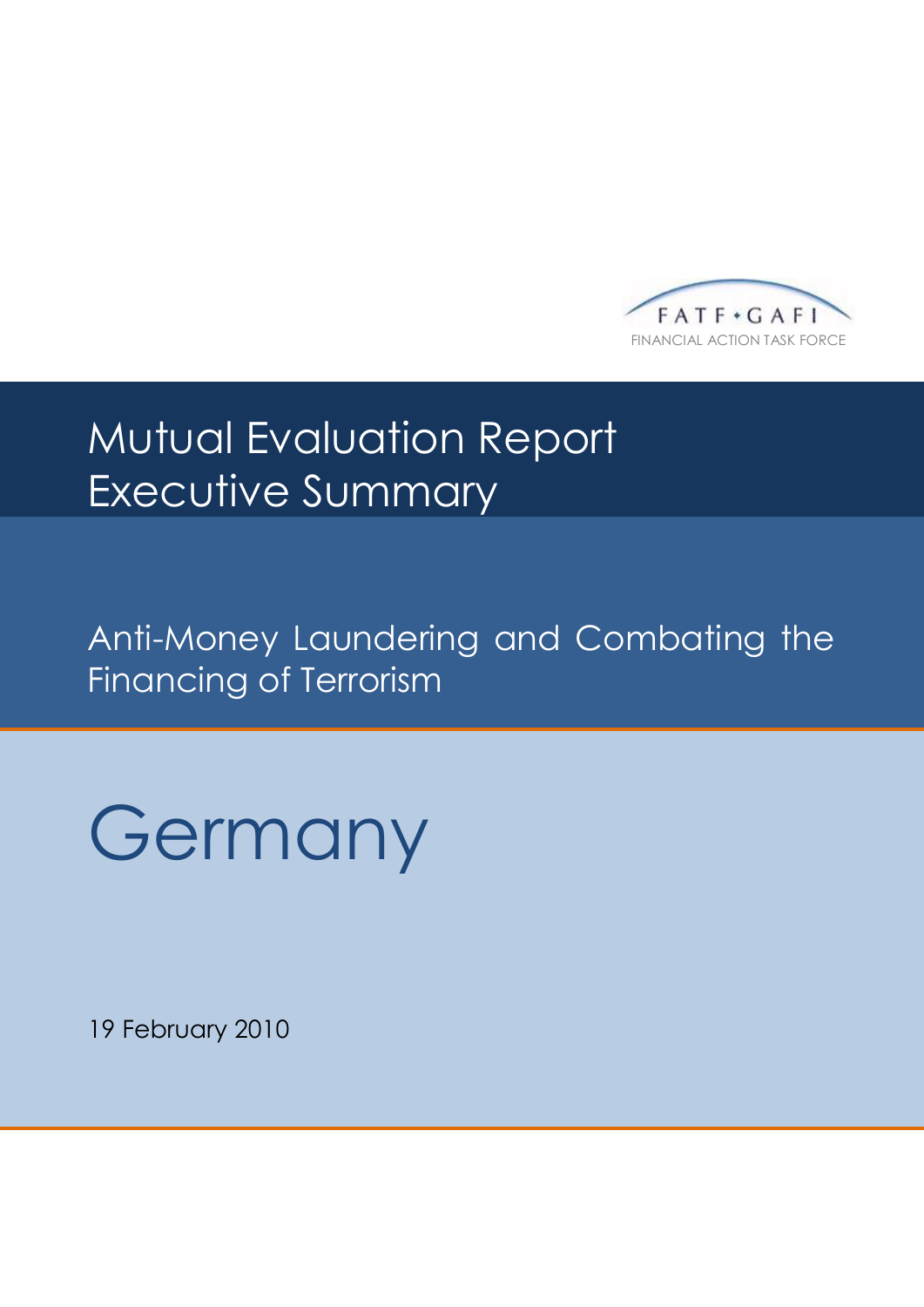FATF • GAFI

FINANCIAL ACTION TASK FORCE

# Mutual Evaluation Report
# Executive Summary

## Anti-Money Laundering and Combating the Financing of Terrorism

# Germany

19 February 2010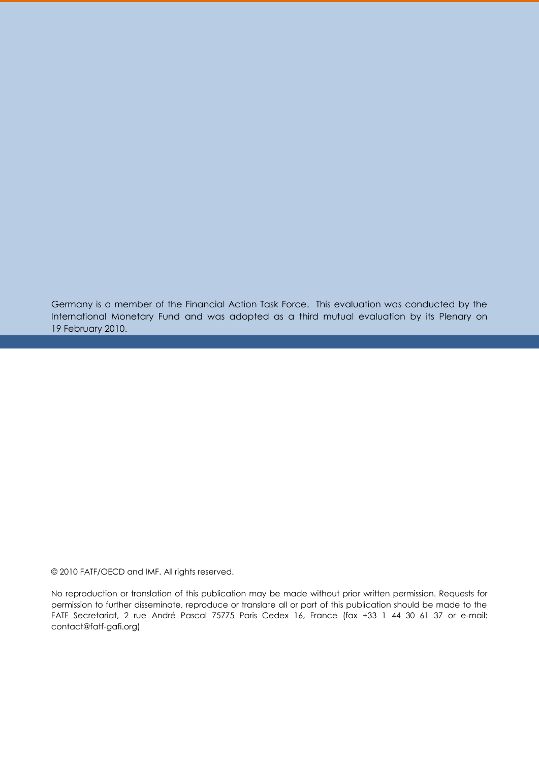Germany is a member of the Financial Action Task Force. This evaluation was conducted by the International Monetary Fund and was adopted as a third mutual evaluation by its Plenary on 19 February 2010.

© 2010 FATF/OECD and IMF. All rights reserved.

No reproduction or translation of this publication may be made without prior written permission. Requests for permission to further disseminate, reproduce or translate all or part of this publication should be made to the FATF Secretariat, 2 rue André Pascal 75775 Paris Cedex 16, France (fax +33 1 44 30 61 37 or e-mail: contact@fatf-gafi.org)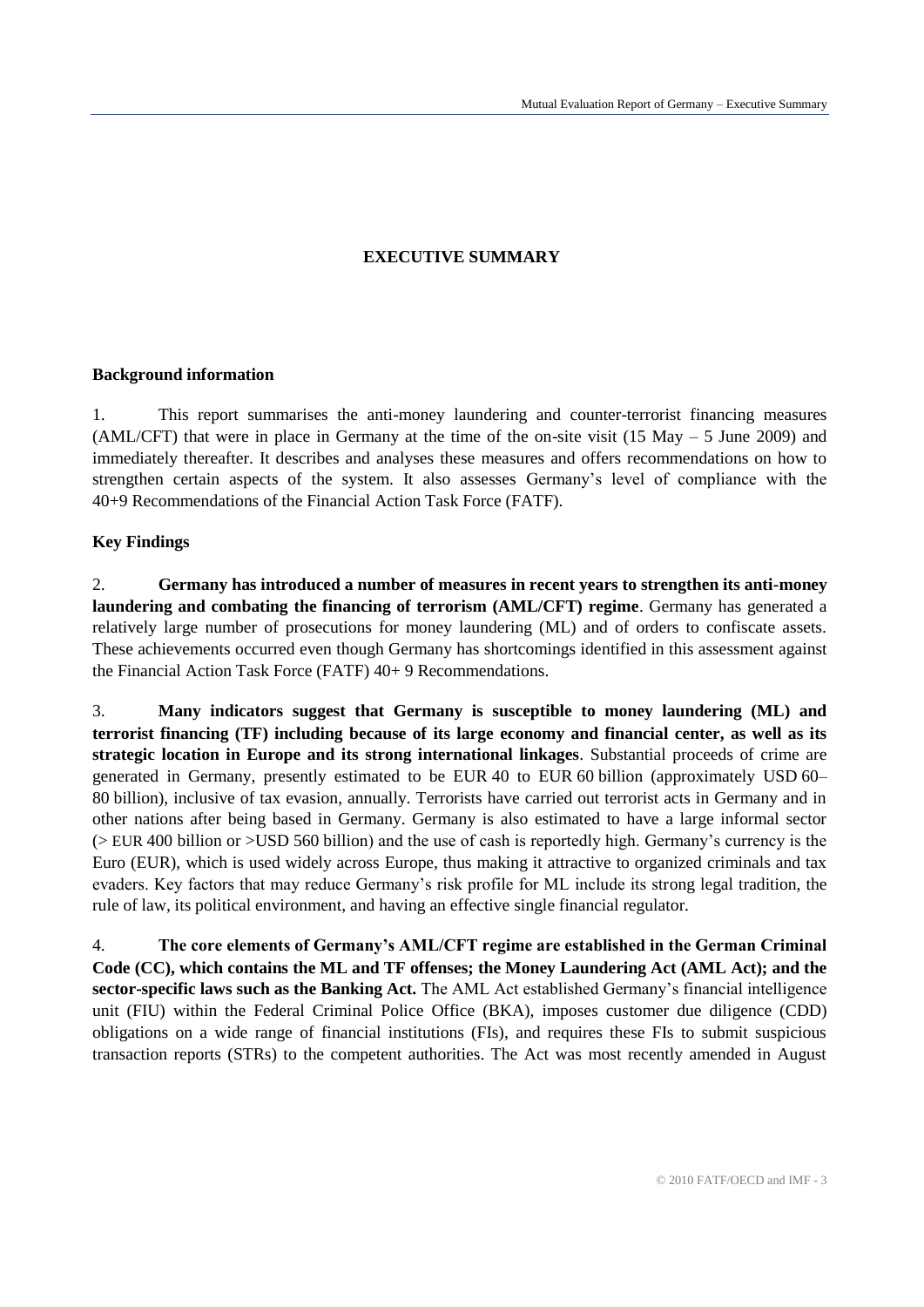# EXECUTIVE SUMMARY

## Background information

1. This report summarises the anti-money laundering and counter-terrorist financing measures (AML/CFT) that were in place in Germany at the time of the on-site visit (15 May – 5 June 2009) and immediately thereafter. It describes and analyses these measures and offers recommendations on how to strengthen certain aspects of the system. It also assesses Germany's level of compliance with the 40+9 Recommendations of the Financial Action Task Force (FATF).

## Key Findings

2. **Germany has introduced a number of measures in recent years to strengthen its anti-money laundering and combating the financing of terrorism (AML/CFT) regime**. Germany has generated a relatively large number of prosecutions for money laundering (ML) and of orders to confiscate assets. These achievements occurred even though Germany has shortcomings identified in this assessment against the Financial Action Task Force (FATF) 40+ 9 Recommendations.

3. **Many indicators suggest that Germany is susceptible to money laundering (ML) and terrorist financing (TF) including because of its large economy and financial center, as well as its strategic location in Europe and its strong international linkages**. Substantial proceeds of crime are generated in Germany, presently estimated to be EUR 40 to EUR 60 billion (approximately USD 60–80 billion), inclusive of tax evasion, annually. Terrorists have carried out terrorist acts in Germany and in other nations after being based in Germany. Germany is also estimated to have a large informal sector (> EUR 400 billion or >USD 560 billion) and the use of cash is reportedly high. Germany's currency is the Euro (EUR), which is used widely across Europe, thus making it attractive to organized criminals and tax evaders. Key factors that may reduce Germany's risk profile for ML include its strong legal tradition, the rule of law, its political environment, and having an effective single financial regulator.

4. **The core elements of Germany's AML/CFT regime are established in the German Criminal Code (CC), which contains the ML and TF offenses; the Money Laundering Act (AML Act); and the sector-specific laws such as the Banking Act.** The AML Act established Germany's financial intelligence unit (FIU) within the Federal Criminal Police Office (BKA), imposes customer due diligence (CDD) obligations on a wide range of financial institutions (FIs), and requires these FIs to submit suspicious transaction reports (STRs) to the competent authorities. The Act was most recently amended in August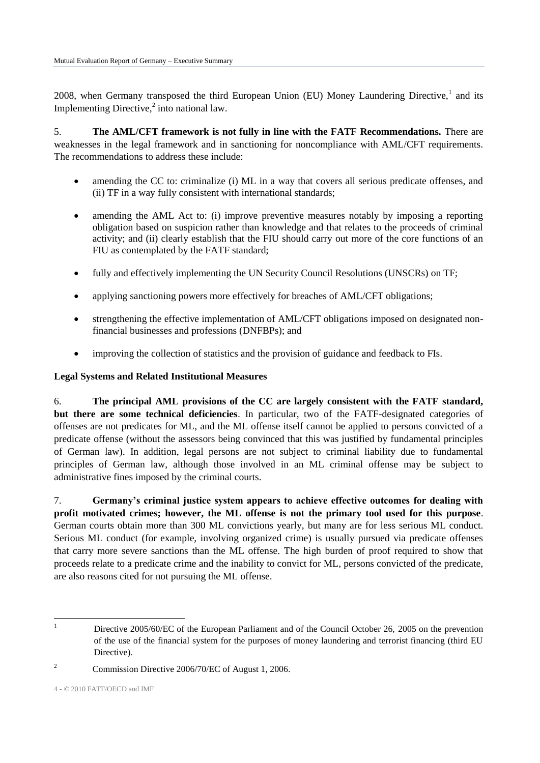2008, when Germany transposed the third European Union (EU) Money Laundering Directive,[1] and its Implementing Directive,[2] into national law.

5. **The AML/CFT framework is not fully in line with the FATF Recommendations.** There are weaknesses in the legal framework and in sanctioning for noncompliance with AML/CFT requirements. The recommendations to address these include:

- amending the CC to: criminalize (i) ML in a way that covers all serious predicate offenses, and (ii) TF in a way fully consistent with international standards;
- amending the AML Act to: (i) improve preventive measures notably by imposing a reporting obligation based on suspicion rather than knowledge and that relates to the proceeds of criminal activity; and (ii) clearly establish that the FIU should carry out more of the core functions of an FIU as contemplated by the FATF standard;
- fully and effectively implementing the UN Security Council Resolutions (UNSCRs) on TF;
- applying sanctioning powers more effectively for breaches of AML/CFT obligations;
- strengthening the effective implementation of AML/CFT obligations imposed on designated non-financial businesses and professions (DNFBPs); and
- improving the collection of statistics and the provision of guidance and feedback to FIs.

**Legal Systems and Related Institutional Measures**

6. **The principal AML provisions of the CC are largely consistent with the FATF standard, but there are some technical deficiencies**. In particular, two of the FATF-designated categories of offenses are not predicates for ML, and the ML offense itself cannot be applied to persons convicted of a predicate offense (without the assessors being convinced that this was justified by fundamental principles of German law). In addition, legal persons are not subject to criminal liability due to fundamental principles of German law, although those involved in an ML criminal offense may be subject to administrative fines imposed by the criminal courts.

7. **Germany's criminal justice system appears to achieve effective outcomes for dealing with profit motivated crimes; however, the ML offense is not the primary tool used for this purpose**. German courts obtain more than 300 ML convictions yearly, but many are for less serious ML conduct. Serious ML conduct (for example, involving organized crime) is usually pursued via predicate offenses that carry more severe sanctions than the ML offense. The high burden of proof required to show that proceeds relate to a predicate crime and the inability to convict for ML, persons convicted of the predicate, are also reasons cited for not pursuing the ML offense.

---

[1] Directive 2005/60/EC of the European Parliament and of the Council October 26, 2005 on the prevention of the use of the financial system for the purposes of money laundering and terrorist financing (third EU Directive).

[2] Commission Directive 2006/70/EC of August 1, 2006.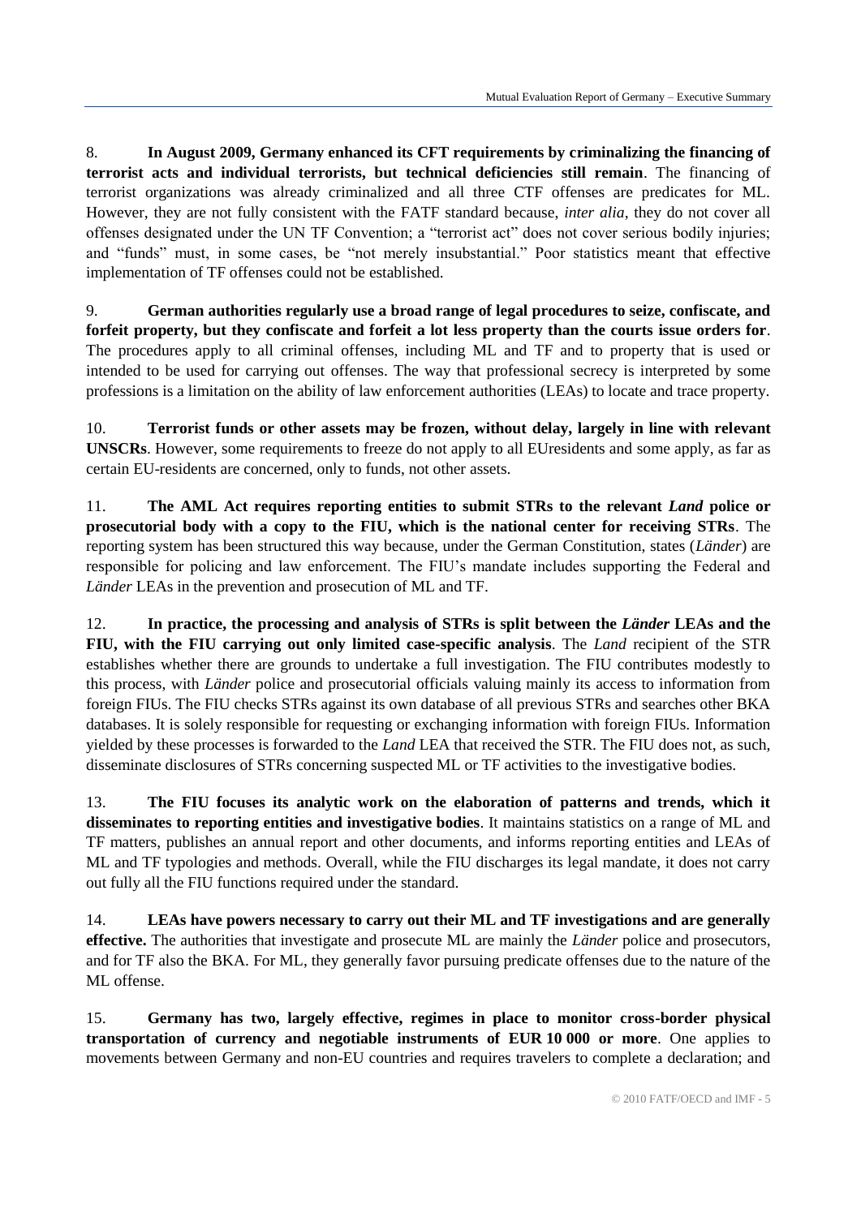8. **In August 2009, Germany enhanced its CFT requirements by criminalizing the financing of terrorist acts and individual terrorists, but technical deficiencies still remain**. The financing of terrorist organizations was already criminalized and all three CTF offenses are predicates for ML. However, they are not fully consistent with the FATF standard because, *inter alia*, they do not cover all offenses designated under the UN TF Convention; a "terrorist act" does not cover serious bodily injuries; and "funds" must, in some cases, be "not merely insubstantial." Poor statistics meant that effective implementation of TF offenses could not be established.

9. **German authorities regularly use a broad range of legal procedures to seize, confiscate, and forfeit property, but they confiscate and forfeit a lot less property than the courts issue orders for**. The procedures apply to all criminal offenses, including ML and TF and to property that is used or intended to be used for carrying out offenses. The way that professional secrecy is interpreted by some professions is a limitation on the ability of law enforcement authorities (LEAs) to locate and trace property.

10. **Terrorist funds or other assets may be frozen, without delay, largely in line with relevant UNSCRs**. However, some requirements to freeze do not apply to all EUresidents and some apply, as far as certain EU-residents are concerned, only to funds, not other assets.

11. **The AML Act requires reporting entities to submit STRs to the relevant *Land* police or prosecutorial body with a copy to the FIU, which is the national center for receiving STRs**. The reporting system has been structured this way because, under the German Constitution, states (*Länder*) are responsible for policing and law enforcement. The FIU's mandate includes supporting the Federal and *Länder* LEAs in the prevention and prosecution of ML and TF.

12. **In practice, the processing and analysis of STRs is split between the *Länder* LEAs and the FIU, with the FIU carrying out only limited case-specific analysis**. The *Land* recipient of the STR establishes whether there are grounds to undertake a full investigation. The FIU contributes modestly to this process, with *Länder* police and prosecutorial officials valuing mainly its access to information from foreign FIUs. The FIU checks STRs against its own database of all previous STRs and searches other BKA databases. It is solely responsible for requesting or exchanging information with foreign FIUs. Information yielded by these processes is forwarded to the *Land* LEA that received the STR. The FIU does not, as such, disseminate disclosures of STRs concerning suspected ML or TF activities to the investigative bodies.

13. **The FIU focuses its analytic work on the elaboration of patterns and trends, which it disseminates to reporting entities and investigative bodies**. It maintains statistics on a range of ML and TF matters, publishes an annual report and other documents, and informs reporting entities and LEAs of ML and TF typologies and methods. Overall, while the FIU discharges its legal mandate, it does not carry out fully all the FIU functions required under the standard.

14. **LEAs have powers necessary to carry out their ML and TF investigations and are generally effective.** The authorities that investigate and prosecute ML are mainly the *Länder* police and prosecutors, and for TF also the BKA. For ML, they generally favor pursuing predicate offenses due to the nature of the ML offense.

15. **Germany has two, largely effective, regimes in place to monitor cross-border physical transportation of currency and negotiable instruments of EUR 10 000 or more**. One applies to movements between Germany and non-EU countries and requires travelers to complete a declaration; and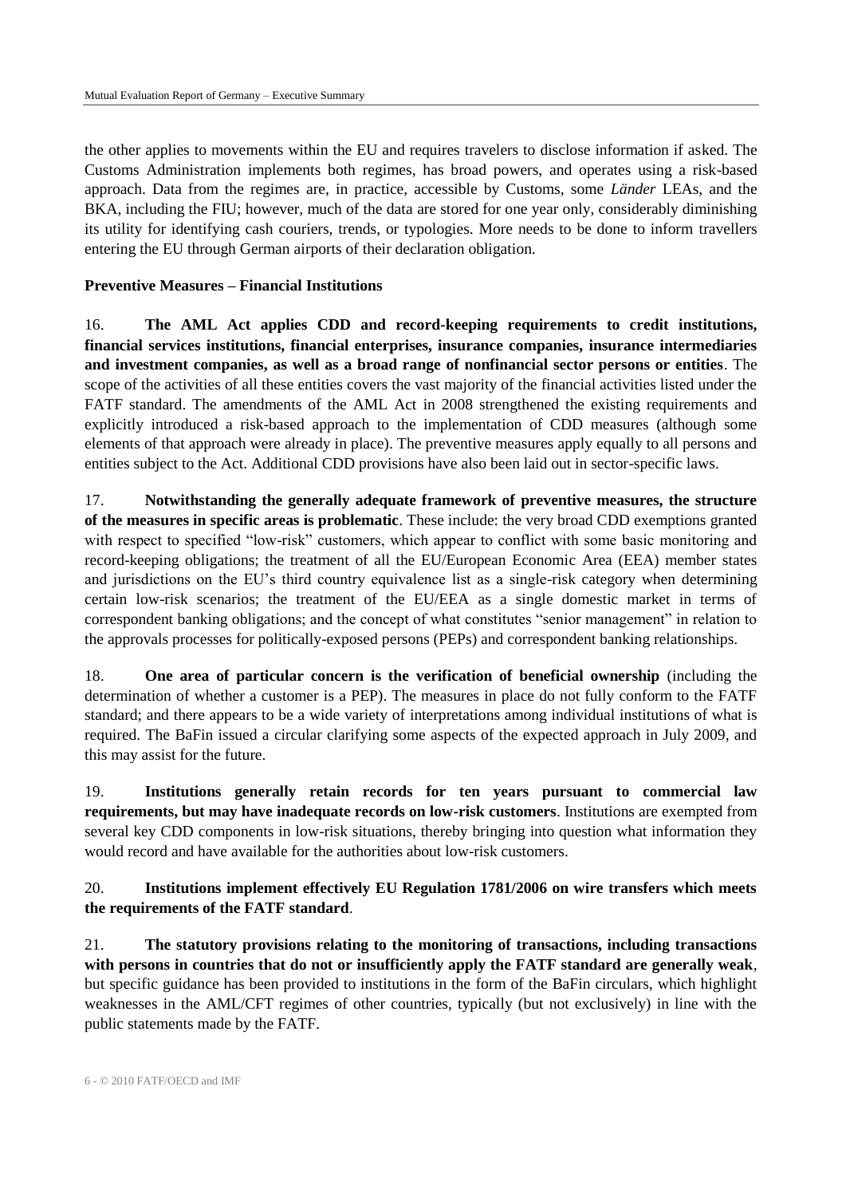the other applies to movements within the EU and requires travelers to disclose information if asked. The Customs Administration implements both regimes, has broad powers, and operates using a risk-based approach. Data from the regimes are, in practice, accessible by Customs, some *Länder* LEAs, and the BKA, including the FIU; however, much of the data are stored for one year only, considerably diminishing its utility for identifying cash couriers, trends, or typologies. More needs to be done to inform travellers entering the EU through German airports of their declaration obligation.

**Preventive Measures – Financial Institutions**

16. **The AML Act applies CDD and record-keeping requirements to credit institutions, financial services institutions, financial enterprises, insurance companies, insurance intermediaries and investment companies, as well as a broad range of nonfinancial sector persons or entities**. The scope of the activities of all these entities covers the vast majority of the financial activities listed under the FATF standard. The amendments of the AML Act in 2008 strengthened the existing requirements and explicitly introduced a risk-based approach to the implementation of CDD measures (although some elements of that approach were already in place). The preventive measures apply equally to all persons and entities subject to the Act. Additional CDD provisions have also been laid out in sector-specific laws.

17. **Notwithstanding the generally adequate framework of preventive measures, the structure of the measures in specific areas is problematic**. These include: the very broad CDD exemptions granted with respect to specified "low-risk" customers, which appear to conflict with some basic monitoring and record-keeping obligations; the treatment of all the EU/European Economic Area (EEA) member states and jurisdictions on the EU's third country equivalence list as a single-risk category when determining certain low-risk scenarios; the treatment of the EU/EEA as a single domestic market in terms of correspondent banking obligations; and the concept of what constitutes "senior management" in relation to the approvals processes for politically-exposed persons (PEPs) and correspondent banking relationships.

18. **One area of particular concern is the verification of beneficial ownership** (including the determination of whether a customer is a PEP). The measures in place do not fully conform to the FATF standard; and there appears to be a wide variety of interpretations among individual institutions of what is required. The BaFin issued a circular clarifying some aspects of the expected approach in July 2009, and this may assist for the future.

19. **Institutions generally retain records for ten years pursuant to commercial law requirements, but may have inadequate records on low-risk customers**. Institutions are exempted from several key CDD components in low-risk situations, thereby bringing into question what information they would record and have available for the authorities about low-risk customers.

20. **Institutions implement effectively EU Regulation 1781/2006 on wire transfers which meets the requirements of the FATF standard**.

21. **The statutory provisions relating to the monitoring of transactions, including transactions with persons in countries that do not or insufficiently apply the FATF standard are generally weak**, but specific guidance has been provided to institutions in the form of the BaFin circulars, which highlight weaknesses in the AML/CFT regimes of other countries, typically (but not exclusively) in line with the public statements made by the FATF.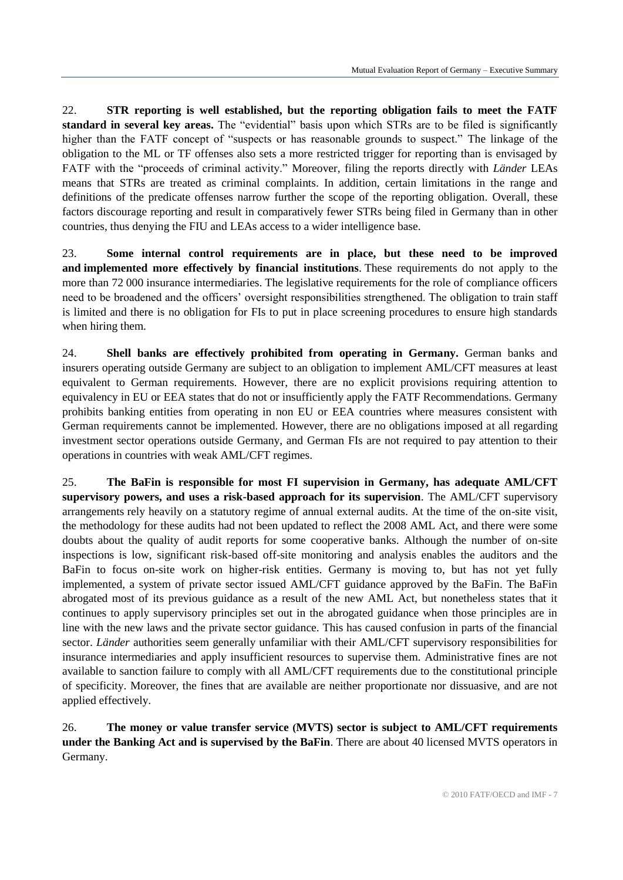22. **STR reporting is well established, but the reporting obligation fails to meet the FATF standard in several key areas.** The "evidential" basis upon which STRs are to be filed is significantly higher than the FATF concept of "suspects or has reasonable grounds to suspect." The linkage of the obligation to the ML or TF offenses also sets a more restricted trigger for reporting than is envisaged by FATF with the "proceeds of criminal activity." Moreover, filing the reports directly with *Länder* LEAs means that STRs are treated as criminal complaints. In addition, certain limitations in the range and definitions of the predicate offenses narrow further the scope of the reporting obligation. Overall, these factors discourage reporting and result in comparatively fewer STRs being filed in Germany than in other countries, thus denying the FIU and LEAs access to a wider intelligence base.

23. **Some internal control requirements are in place, but these need to be improved and implemented more effectively by financial institutions**. These requirements do not apply to the more than 72 000 insurance intermediaries. The legislative requirements for the role of compliance officers need to be broadened and the officers' oversight responsibilities strengthened. The obligation to train staff is limited and there is no obligation for FIs to put in place screening procedures to ensure high standards when hiring them.

24. **Shell banks are effectively prohibited from operating in Germany.** German banks and insurers operating outside Germany are subject to an obligation to implement AML/CFT measures at least equivalent to German requirements. However, there are no explicit provisions requiring attention to equivalency in EU or EEA states that do not or insufficiently apply the FATF Recommendations. Germany prohibits banking entities from operating in non EU or EEA countries where measures consistent with German requirements cannot be implemented. However, there are no obligations imposed at all regarding investment sector operations outside Germany, and German FIs are not required to pay attention to their operations in countries with weak AML/CFT regimes.

25. **The BaFin is responsible for most FI supervision in Germany, has adequate AML/CFT supervisory powers, and uses a risk-based approach for its supervision**. The AML/CFT supervisory arrangements rely heavily on a statutory regime of annual external audits. At the time of the on-site visit, the methodology for these audits had not been updated to reflect the 2008 AML Act, and there were some doubts about the quality of audit reports for some cooperative banks. Although the number of on-site inspections is low, significant risk-based off-site monitoring and analysis enables the auditors and the BaFin to focus on-site work on higher-risk entities. Germany is moving to, but has not yet fully implemented, a system of private sector issued AML/CFT guidance approved by the BaFin. The BaFin abrogated most of its previous guidance as a result of the new AML Act, but nonetheless states that it continues to apply supervisory principles set out in the abrogated guidance when those principles are in line with the new laws and the private sector guidance. This has caused confusion in parts of the financial sector. *Länder* authorities seem generally unfamiliar with their AML/CFT supervisory responsibilities for insurance intermediaries and apply insufficient resources to supervise them. Administrative fines are not available to sanction failure to comply with all AML/CFT requirements due to the constitutional principle of specificity. Moreover, the fines that are available are neither proportionate nor dissuasive, and are not applied effectively.

26. **The money or value transfer service (MVTS) sector is subject to AML/CFT requirements under the Banking Act and is supervised by the BaFin**. There are about 40 licensed MVTS operators in Germany.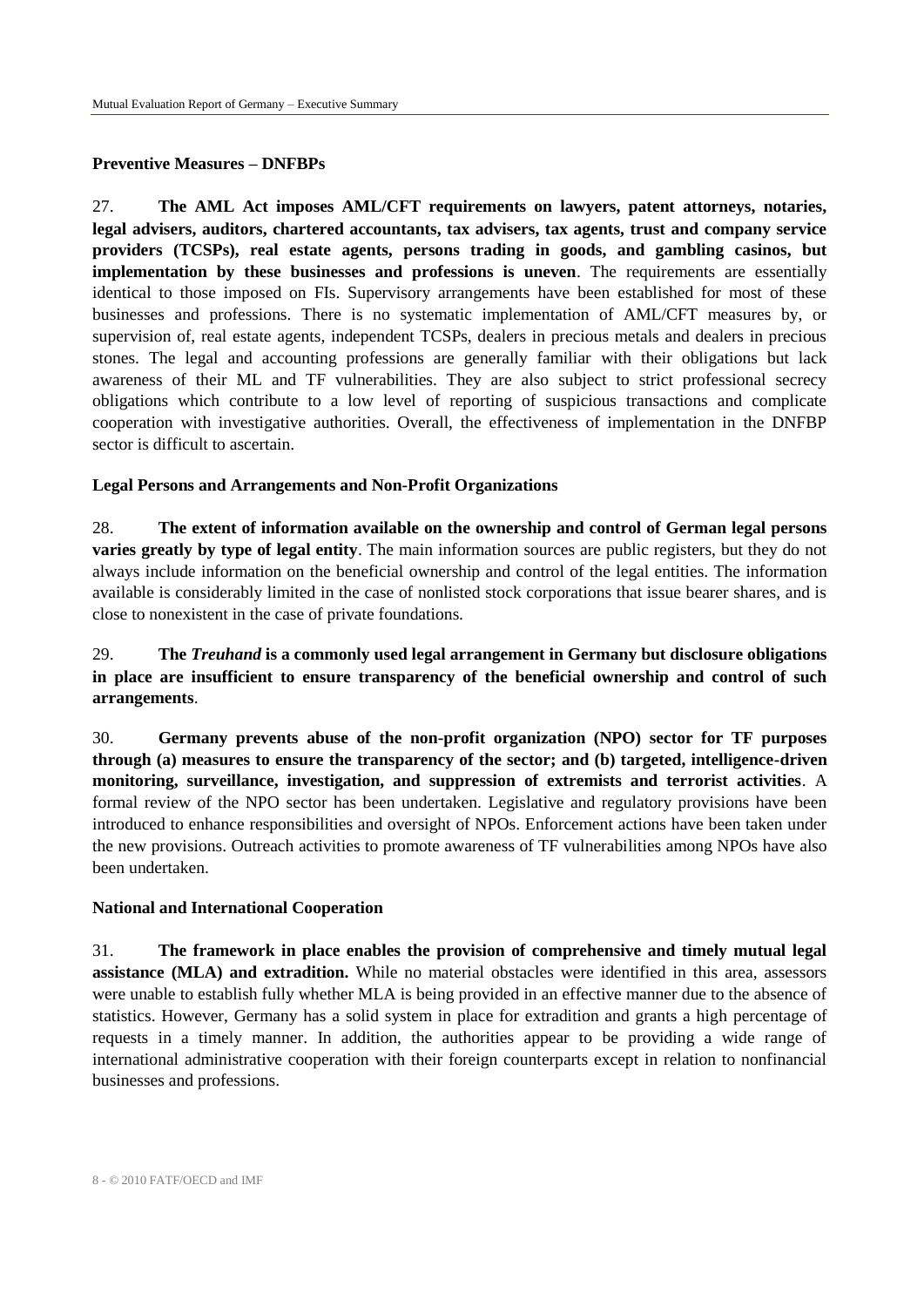### Preventive Measures – DNFBPs

27. **The AML Act imposes AML/CFT requirements on lawyers, patent attorneys, notaries, legal advisers, auditors, chartered accountants, tax advisers, tax agents, trust and company service providers (TCSPs), real estate agents, persons trading in goods, and gambling casinos, but implementation by these businesses and professions is uneven**. The requirements are essentially identical to those imposed on FIs. Supervisory arrangements have been established for most of these businesses and professions. There is no systematic implementation of AML/CFT measures by, or supervision of, real estate agents, independent TCSPs, dealers in precious metals and dealers in precious stones. The legal and accounting professions are generally familiar with their obligations but lack awareness of their ML and TF vulnerabilities. They are also subject to strict professional secrecy obligations which contribute to a low level of reporting of suspicious transactions and complicate cooperation with investigative authorities. Overall, the effectiveness of implementation in the DNFBP sector is difficult to ascertain.

### Legal Persons and Arrangements and Non-Profit Organizations

28. **The extent of information available on the ownership and control of German legal persons varies greatly by type of legal entity**. The main information sources are public registers, but they do not always include information on the beneficial ownership and control of the legal entities. The information available is considerably limited in the case of nonlisted stock corporations that issue bearer shares, and is close to nonexistent in the case of private foundations.

29. **The *Treuhand* is a commonly used legal arrangement in Germany but disclosure obligations in place are insufficient to ensure transparency of the beneficial ownership and control of such arrangements**.

30. **Germany prevents abuse of the non-profit organization (NPO) sector for TF purposes through (a) measures to ensure the transparency of the sector; and (b) targeted, intelligence-driven monitoring, surveillance, investigation, and suppression of extremists and terrorist activities**. A formal review of the NPO sector has been undertaken. Legislative and regulatory provisions have been introduced to enhance responsibilities and oversight of NPOs. Enforcement actions have been taken under the new provisions. Outreach activities to promote awareness of TF vulnerabilities among NPOs have also been undertaken.

### National and International Cooperation

31. **The framework in place enables the provision of comprehensive and timely mutual legal assistance (MLA) and extradition.** While no material obstacles were identified in this area, assessors were unable to establish fully whether MLA is being provided in an effective manner due to the absence of statistics. However, Germany has a solid system in place for extradition and grants a high percentage of requests in a timely manner. In addition, the authorities appear to be providing a wide range of international administrative cooperation with their foreign counterparts except in relation to nonfinancial businesses and professions.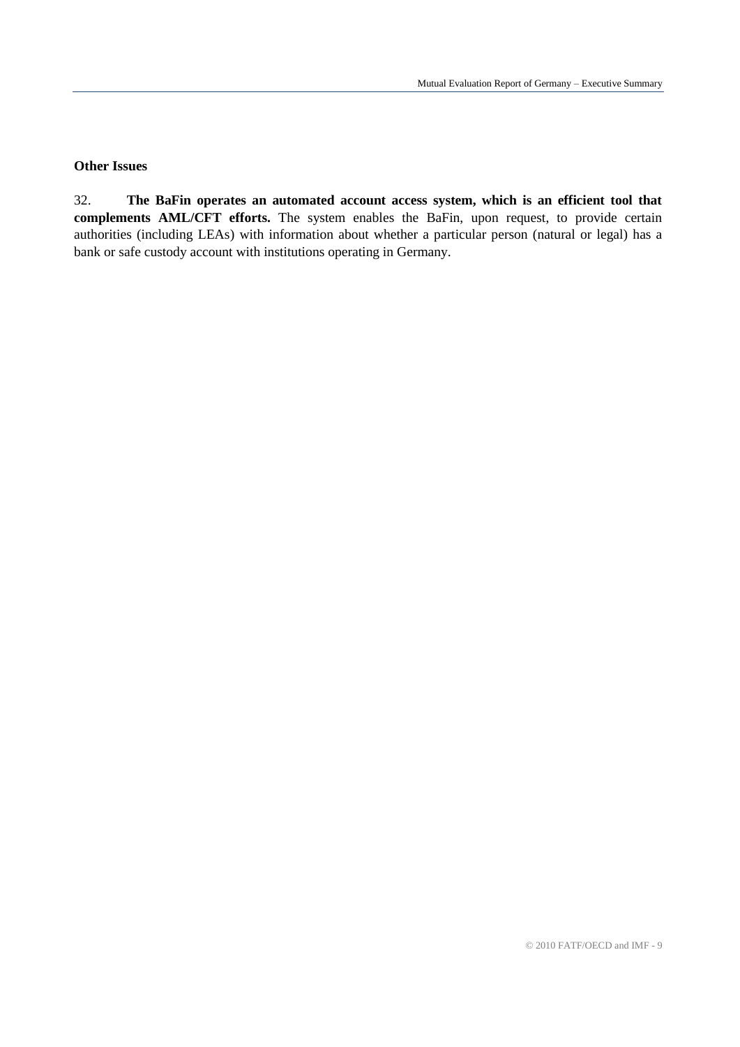### Other Issues

32. **The BaFin operates an automated account access system, which is an efficient tool that complements AML/CFT efforts.** The system enables the BaFin, upon request, to provide certain authorities (including LEAs) with information about whether a particular person (natural or legal) has a bank or safe custody account with institutions operating in Germany.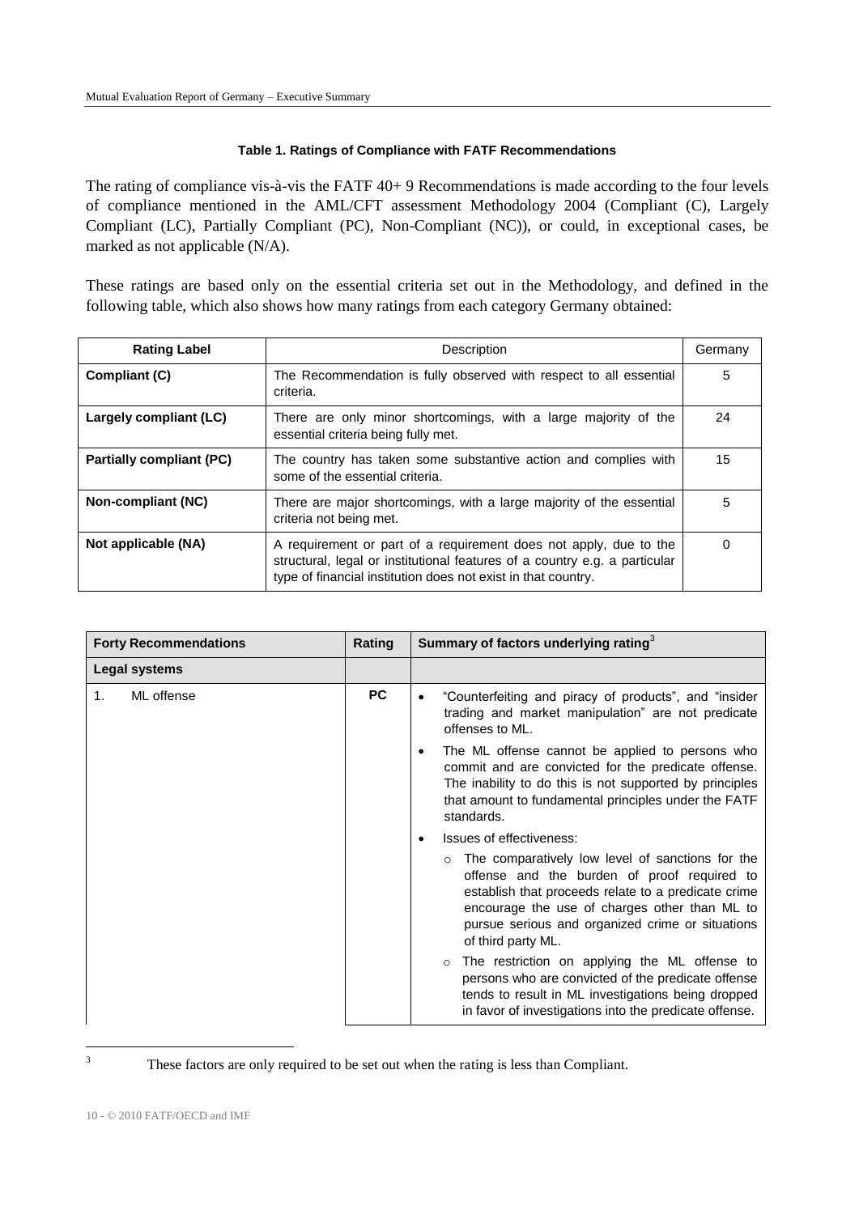**Table 1. Ratings of Compliance with FATF Recommendations**

The rating of compliance vis-à-vis the FATF 40+ 9 Recommendations is made according to the four levels of compliance mentioned in the AML/CFT assessment Methodology 2004 (Compliant (C), Largely Compliant (LC), Partially Compliant (PC), Non-Compliant (NC)), or could, in exceptional cases, be marked as not applicable (N/A).

These ratings are based only on the essential criteria set out in the Methodology, and defined in the following table, which also shows how many ratings from each category Germany obtained:

| Rating Label | Description | Germany |
|---|---|---|
| **Compliant (C)** | The Recommendation is fully observed with respect to all essential criteria. | 5 |
| **Largely compliant (LC)** | There are only minor shortcomings, with a large majority of the essential criteria being fully met. | 24 |
| **Partially compliant (PC)** | The country has taken some substantive action and complies with some of the essential criteria. | 15 |
| **Non-compliant (NC)** | There are major shortcomings, with a large majority of the essential criteria not being met. | 5 |
| **Not applicable (NA)** | A requirement or part of a requirement does not apply, due to the structural, legal or institutional features of a country e.g. a particular type of financial institution does not exist in that country. | 0 |

| Forty Recommendations | Rating | Summary of factors underlying rating[3] |
|---|---|---|
| **Legal systems** | | |
| 1. ML offense | **PC** | • "Counterfeiting and piracy of products", and "insider trading and market manipulation" are not predicate offenses to ML.<br>• The ML offense cannot be applied to persons who commit and are convicted for the predicate offense. The inability to do this is not supported by principles that amount to fundamental principles under the FATF standards.<br>• Issues of effectiveness:<br>○ The comparatively low level of sanctions for the offense and the burden of proof required to establish that proceeds relate to a predicate crime encourage the use of charges other than ML to pursue serious and organized crime or situations of third party ML.<br>○ The restriction on applying the ML offense to persons who are convicted of the predicate offense tends to result in ML investigations being dropped in favor of investigations into the predicate offense. |

[3] These factors are only required to be set out when the rating is less than Compliant.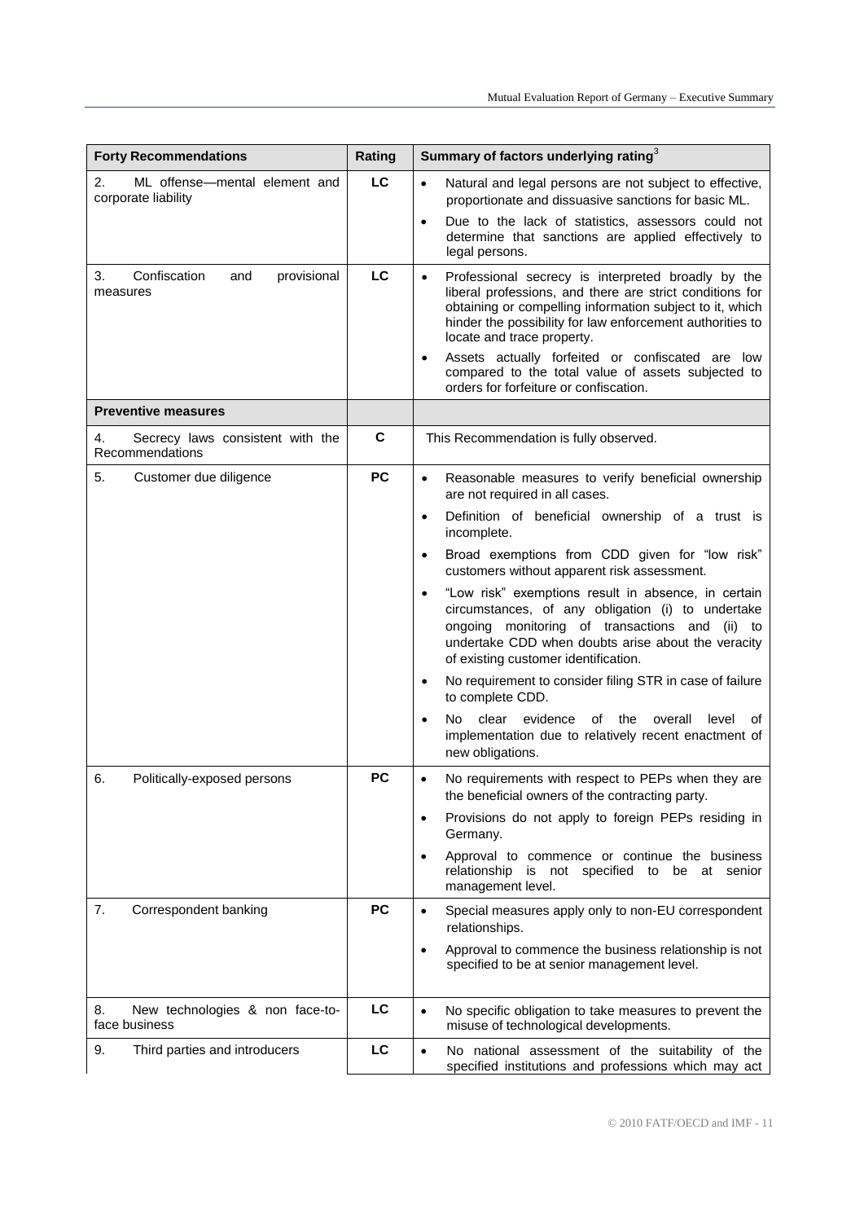| Forty Recommendations | Rating | Summary of factors underlying rating[3] |
|---|---|---|
| 2. ML offense—mental element and corporate liability | LC | • Natural and legal persons are not subject to effective, proportionate and dissuasive sanctions for basic ML.<br>• Due to the lack of statistics, assessors could not determine that sanctions are applied effectively to legal persons. |
| 3. Confiscation and provisional measures | LC | • Professional secrecy is interpreted broadly by the liberal professions, and there are strict conditions for obtaining or compelling information subject to it, which hinder the possibility for law enforcement authorities to locate and trace property.<br>• Assets actually forfeited or confiscated are low compared to the total value of assets subjected to orders for forfeiture or confiscation. |
| **Preventive measures** | | |
| 4. Secrecy laws consistent with the Recommendations | C | This Recommendation is fully observed. |
| 5. Customer due diligence | PC | • Reasonable measures to verify beneficial ownership are not required in all cases.<br>• Definition of beneficial ownership of a trust is incomplete.<br>• Broad exemptions from CDD given for "low risk" customers without apparent risk assessment.<br>• "Low risk" exemptions result in absence, in certain circumstances, of any obligation (i) to undertake ongoing monitoring of transactions and (ii) to undertake CDD when doubts arise about the veracity of existing customer identification.<br>• No requirement to consider filing STR in case of failure to complete CDD.<br>• No clear evidence of the overall level of implementation due to relatively recent enactment of new obligations. |
| 6. Politically-exposed persons | PC | • No requirements with respect to PEPs when they are the beneficial owners of the contracting party.<br>• Provisions do not apply to foreign PEPs residing in Germany.<br>• Approval to commence or continue the business relationship is not specified to be at senior management level. |
| 7. Correspondent banking | PC | • Special measures apply only to non-EU correspondent relationships.<br>• Approval to commence the business relationship is not specified to be at senior management level. |
| 8. New technologies & non face-to-face business | LC | • No specific obligation to take measures to prevent the misuse of technological developments. |
| 9. Third parties and introducers | LC | • No national assessment of the suitability of the specified institutions and professions which may act |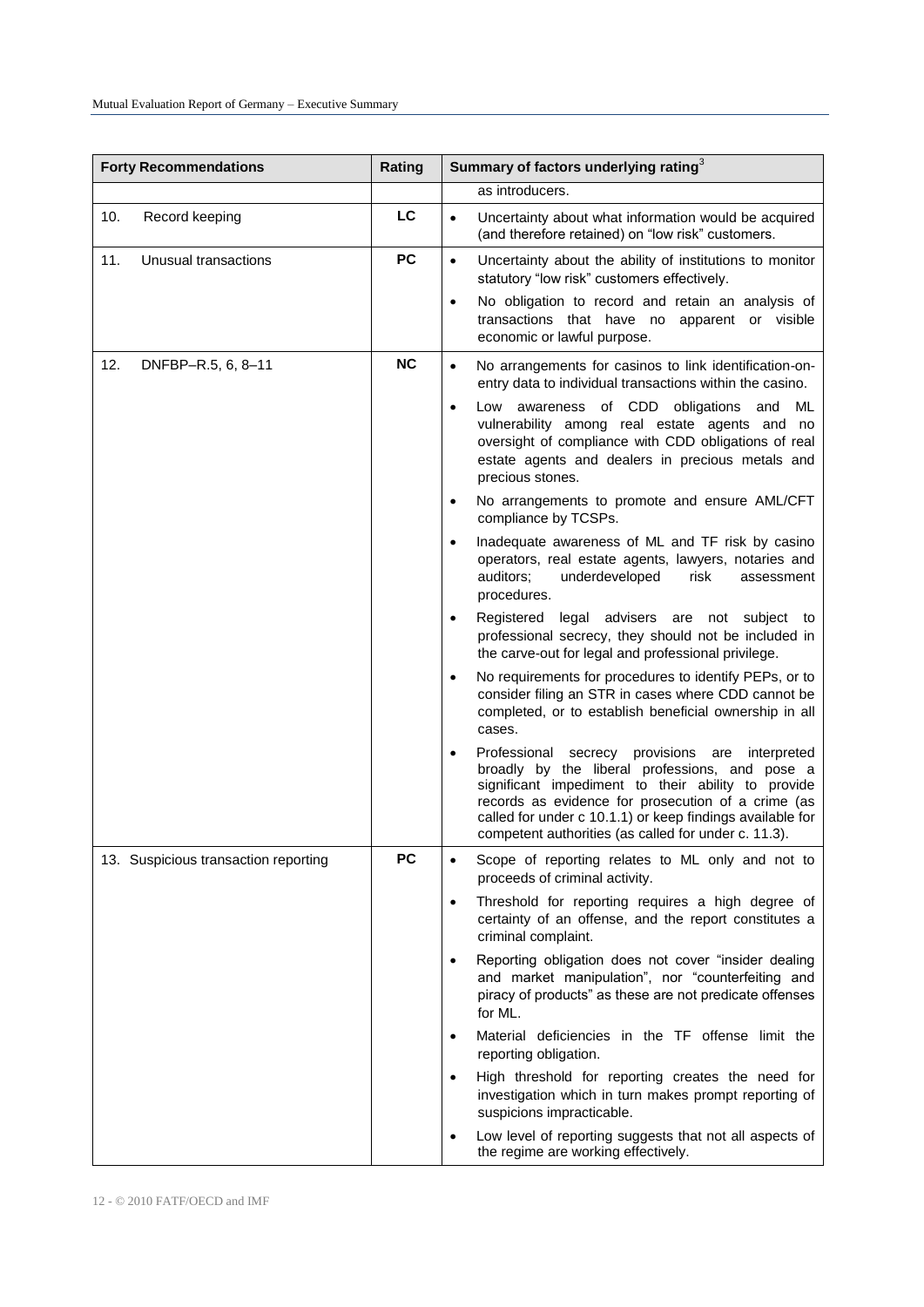| Forty Recommendations | Rating | Summary of factors underlying rating[3] |
|---|---|---|
| | | as introducers. |
| 10. Record keeping | LC | • Uncertainty about what information would be acquired (and therefore retained) on "low risk" customers. |
| 11. Unusual transactions | PC | • Uncertainty about the ability of institutions to monitor statutory "low risk" customers effectively.<br>• No obligation to record and retain an analysis of transactions that have no apparent or visible economic or lawful purpose. |
| 12. DNFBP–R.5, 6, 8–11 | NC | • No arrangements for casinos to link identification-on-entry data to individual transactions within the casino.<br>• Low awareness of CDD obligations and ML vulnerability among real estate agents and no oversight of compliance with CDD obligations of real estate agents and dealers in precious metals and precious stones.<br>• No arrangements to promote and ensure AML/CFT compliance by TCSPs.<br>• Inadequate awareness of ML and TF risk by casino operators, real estate agents, lawyers, notaries and auditors; underdeveloped risk assessment procedures.<br>• Registered legal advisers are not subject to professional secrecy, they should not be included in the carve-out for legal and professional privilege.<br>• No requirements for procedures to identify PEPs, or to consider filing an STR in cases where CDD cannot be completed, or to establish beneficial ownership in all cases.<br>• Professional secrecy provisions are interpreted broadly by the liberal professions, and pose a significant impediment to their ability to provide records as evidence for prosecution of a crime (as called for under c 10.1.1) or keep findings available for competent authorities (as called for under c. 11.3). |
| 13. Suspicious transaction reporting | PC | • Scope of reporting relates to ML only and not to proceeds of criminal activity.<br>• Threshold for reporting requires a high degree of certainty of an offense, and the report constitutes a criminal complaint.<br>• Reporting obligation does not cover "insider dealing and market manipulation", nor "counterfeiting and piracy of products" as these are not predicate offenses for ML.<br>• Material deficiencies in the TF offense limit the reporting obligation.<br>• High threshold for reporting creates the need for investigation which in turn makes prompt reporting of suspicions impracticable.<br>• Low level of reporting suggests that not all aspects of the regime are working effectively. |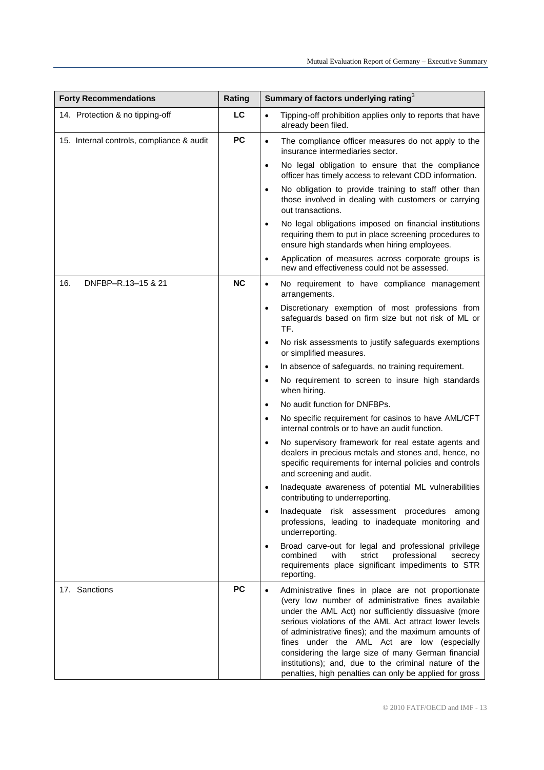| Forty Recommendations | Rating | Summary of factors underlying rating[3] |
|---|---|---|
| 14. Protection & no tipping-off | LC | • Tipping-off prohibition applies only to reports that have already been filed. |
| 15. Internal controls, compliance & audit | PC | • The compliance officer measures do not apply to the insurance intermediaries sector.<br>• No legal obligation to ensure that the compliance officer has timely access to relevant CDD information.<br>• No obligation to provide training to staff other than those involved in dealing with customers or carrying out transactions.<br>• No legal obligations imposed on financial institutions requiring them to put in place screening procedures to ensure high standards when hiring employees.<br>• Application of measures across corporate groups is new and effectiveness could not be assessed. |
| 16. DNFBP–R.13–15 & 21 | NC | • No requirement to have compliance management arrangements.<br>• Discretionary exemption of most professions from safeguards based on firm size but not risk of ML or TF.<br>• No risk assessments to justify safeguards exemptions or simplified measures.<br>• In absence of safeguards, no training requirement.<br>• No requirement to screen to insure high standards when hiring.<br>• No audit function for DNFBPs.<br>• No specific requirement for casinos to have AML/CFT internal controls or to have an audit function.<br>• No supervisory framework for real estate agents and dealers in precious metals and stones and, hence, no specific requirements for internal policies and controls and screening and audit.<br>• Inadequate awareness of potential ML vulnerabilities contributing to underreporting.<br>• Inadequate risk assessment procedures among professions, leading to inadequate monitoring and underreporting.<br>• Broad carve-out for legal and professional privilege combined with strict professional secrecy requirements place significant impediments to STR reporting. |
| 17. Sanctions | PC | • Administrative fines in place are not proportionate (very low number of administrative fines available under the AML Act) nor sufficiently dissuasive (more serious violations of the AML Act attract lower levels of administrative fines); and the maximum amounts of fines under the AML Act are low (especially considering the large size of many German financial institutions); and, due to the criminal nature of the penalties, high penalties can only be applied for gross |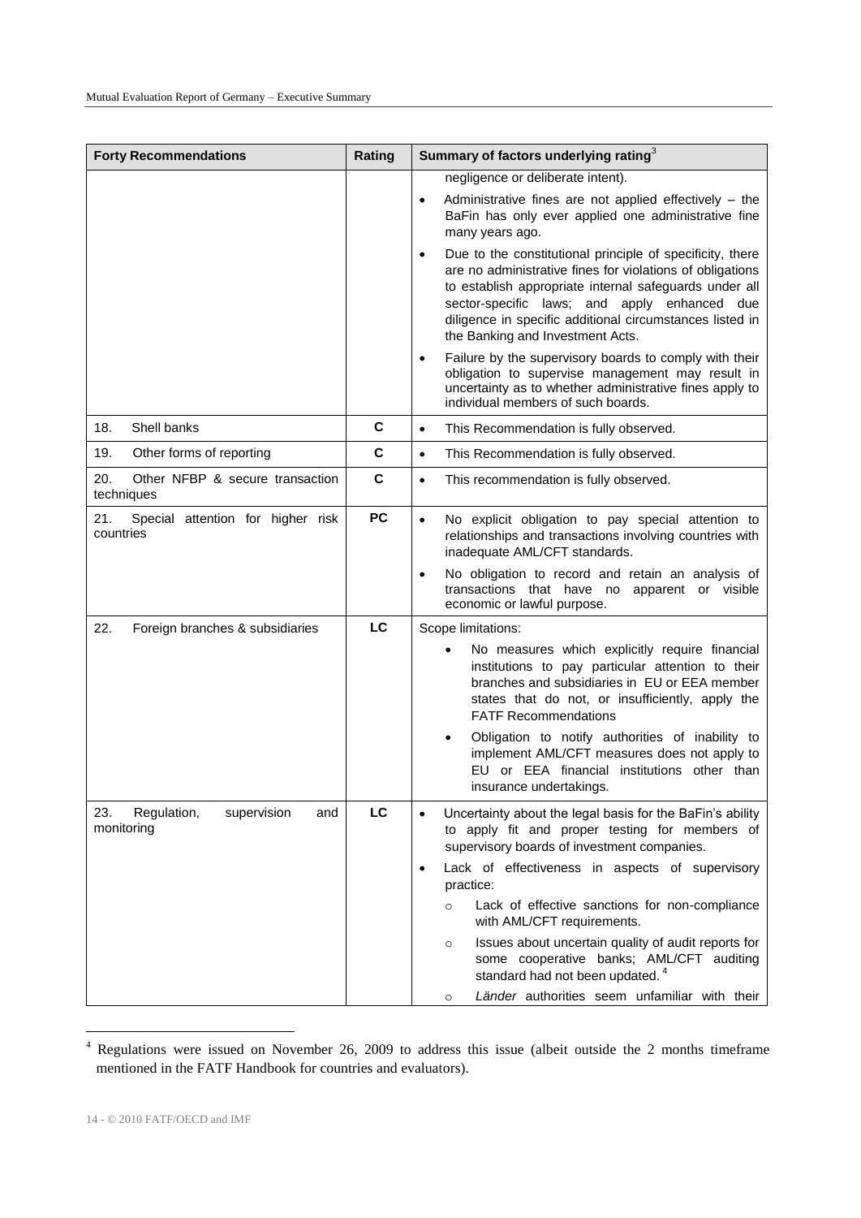| Forty Recommendations | Rating | Summary of factors underlying rating[3] |
|---|---|---|
| | | negligence or deliberate intent).<br>• Administrative fines are not applied effectively – the BaFin has only ever applied one administrative fine many years ago.<br>• Due to the constitutional principle of specificity, there are no administrative fines for violations of obligations to establish appropriate internal safeguards under all sector-specific laws; and apply enhanced due diligence in specific additional circumstances listed in the Banking and Investment Acts.<br>• Failure by the supervisory boards to comply with their obligation to supervise management may result in uncertainty as to whether administrative fines apply to individual members of such boards. |
| 18. Shell banks | C | • This Recommendation is fully observed. |
| 19. Other forms of reporting | C | • This Recommendation is fully observed. |
| 20. Other NFBP & secure transaction techniques | C | • This recommendation is fully observed. |
| 21. Special attention for higher risk countries | PC | • No explicit obligation to pay special attention to relationships and transactions involving countries with inadequate AML/CFT standards.<br>• No obligation to record and retain an analysis of transactions that have no apparent or visible economic or lawful purpose. |
| 22. Foreign branches & subsidiaries | LC | Scope limitations:<br>• No measures which explicitly require financial institutions to pay particular attention to their branches and subsidiaries in EU or EEA member states that do not, or insufficiently, apply the FATF Recommendations<br>• Obligation to notify authorities of inability to implement AML/CFT measures does not apply to EU or EEA financial institutions other than insurance undertakings. |
| 23. Regulation, supervision and monitoring | LC | • Uncertainty about the legal basis for the BaFin's ability to apply fit and proper testing for members of supervisory boards of investment companies.<br>• Lack of effectiveness in aspects of supervisory practice:<br>○ Lack of effective sanctions for non-compliance with AML/CFT requirements.<br>○ Issues about uncertain quality of audit reports for some cooperative banks; AML/CFT auditing standard had not been updated.[4]<br>○ *Länder* authorities seem unfamiliar with their |

[4] Regulations were issued on November 26, 2009 to address this issue (albeit outside the 2 months timeframe mentioned in the FATF Handbook for countries and evaluators).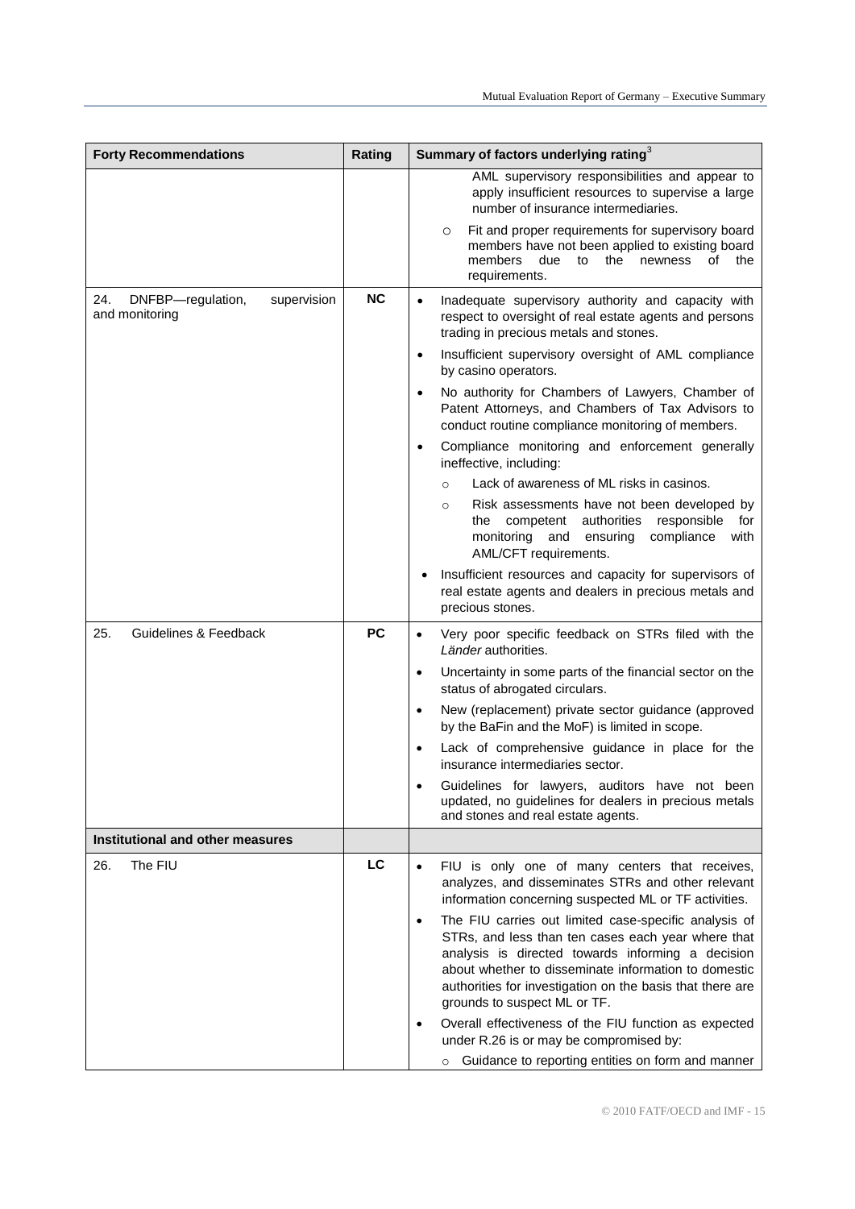| Forty Recommendations | Rating | Summary of factors underlying rating[3] |
|---|---|---|
| | | AML supervisory responsibilities and appear to apply insufficient resources to supervise a large number of insurance intermediaries.<br>○ Fit and proper requirements for supervisory board members have not been applied to existing board members due to the newness of the requirements. |
| 24. DNFBP—regulation, supervision and monitoring | **NC** | • Inadequate supervisory authority and capacity with respect to oversight of real estate agents and persons trading in precious metals and stones.<br>• Insufficient supervisory oversight of AML compliance by casino operators.<br>• No authority for Chambers of Lawyers, Chamber of Patent Attorneys, and Chambers of Tax Advisors to conduct routine compliance monitoring of members.<br>• Compliance monitoring and enforcement generally ineffective, including:<br>○ Lack of awareness of ML risks in casinos.<br>○ Risk assessments have not been developed by the competent authorities responsible for monitoring and ensuring compliance with AML/CFT requirements.<br>• Insufficient resources and capacity for supervisors of real estate agents and dealers in precious metals and precious stones. |
| 25. Guidelines & Feedback | **PC** | • Very poor specific feedback on STRs filed with the *Länder* authorities.<br>• Uncertainty in some parts of the financial sector on the status of abrogated circulars.<br>• New (replacement) private sector guidance (approved by the BaFin and the MoF) is limited in scope.<br>• Lack of comprehensive guidance in place for the insurance intermediaries sector.<br>• Guidelines for lawyers, auditors have not been updated, no guidelines for dealers in precious metals and stones and real estate agents. |
| **Institutional and other measures** | | |
| 26. The FIU | **LC** | • FIU is only one of many centers that receives, analyzes, and disseminates STRs and other relevant information concerning suspected ML or TF activities.<br>• The FIU carries out limited case-specific analysis of STRs, and less than ten cases each year where that analysis is directed towards informing a decision about whether to disseminate information to domestic authorities for investigation on the basis that there are grounds to suspect ML or TF.<br>• Overall effectiveness of the FIU function as expected under R.26 is or may be compromised by:<br>○ Guidance to reporting entities on form and manner |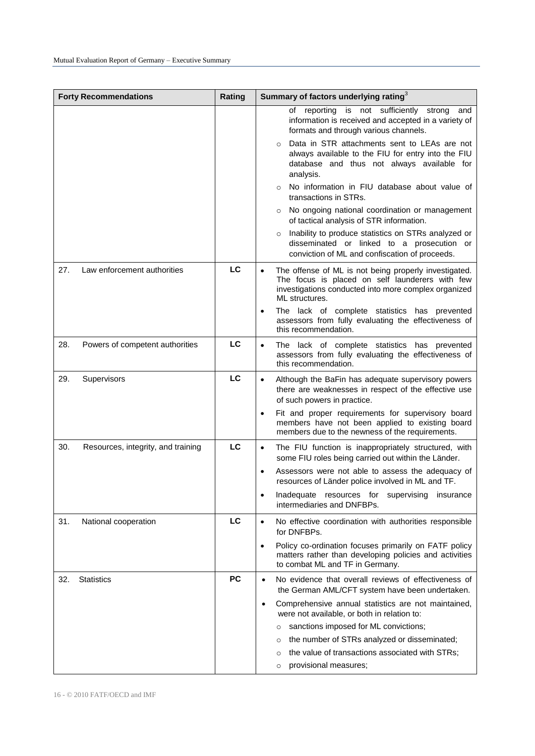| Forty Recommendations | Rating | Summary of factors underlying rating[3] |
|---|---|---|
| | | ○ of reporting is not sufficiently strong and information is received and accepted in a variety of formats and through various channels.<br>○ Data in STR attachments sent to LEAs are not always available to the FIU for entry into the FIU database and thus not always available for analysis.<br>○ No information in FIU database about value of transactions in STRs.<br>○ No ongoing national coordination or management of tactical analysis of STR information.<br>○ Inability to produce statistics on STRs analyzed or disseminated or linked to a prosecution or conviction of ML and confiscation of proceeds. |
| 27. Law enforcement authorities | LC | • The offense of ML is not being properly investigated. The focus is placed on self launderers with few investigations conducted into more complex organized ML structures.<br>• The lack of complete statistics has prevented assessors from fully evaluating the effectiveness of this recommendation. |
| 28. Powers of competent authorities | LC | • The lack of complete statistics has prevented assessors from fully evaluating the effectiveness of this recommendation. |
| 29. Supervisors | LC | • Although the BaFin has adequate supervisory powers there are weaknesses in respect of the effective use of such powers in practice.<br>• Fit and proper requirements for supervisory board members have not been applied to existing board members due to the newness of the requirements. |
| 30. Resources, integrity, and training | LC | • The FIU function is inappropriately structured, with some FIU roles being carried out within the Länder.<br>• Assessors were not able to assess the adequacy of resources of Länder police involved in ML and TF.<br>• Inadequate resources for supervising insurance intermediaries and DNFBPs. |
| 31. National cooperation | LC | • No effective coordination with authorities responsible for DNFBPs.<br>• Policy co-ordination focuses primarily on FATF policy matters rather than developing policies and activities to combat ML and TF in Germany. |
| 32. Statistics | PC | • No evidence that overall reviews of effectiveness of the German AML/CFT system have been undertaken.<br>• Comprehensive annual statistics are not maintained, were not available, or both in relation to:<br>○ sanctions imposed for ML convictions;<br>○ the number of STRs analyzed or disseminated;<br>○ the value of transactions associated with STRs;<br>○ provisional measures; |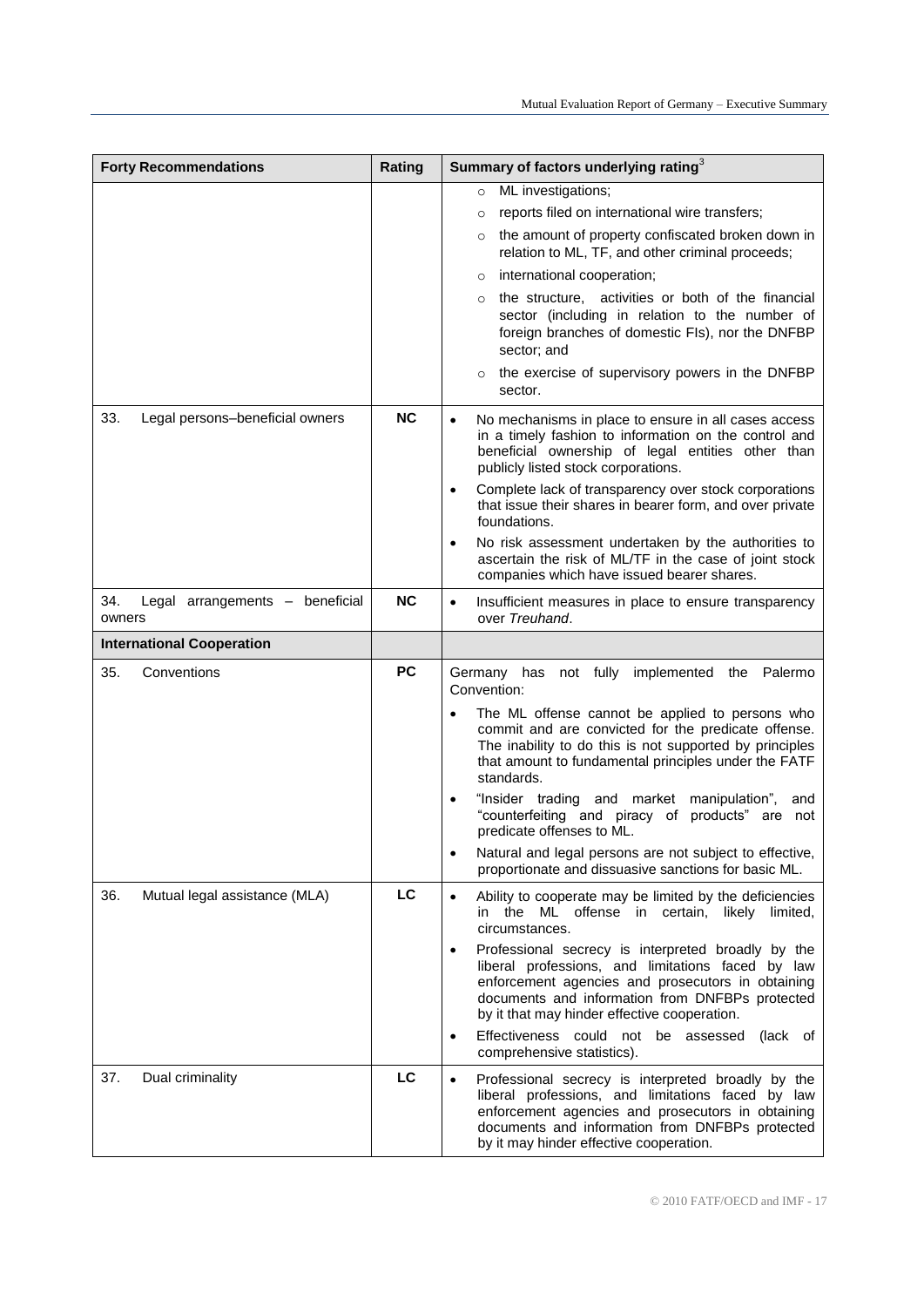| Forty Recommendations | Rating | Summary of factors underlying rating[3] |
|---|---|---|
| | | ◦ ML investigations;<br>◦ reports filed on international wire transfers;<br>◦ the amount of property confiscated broken down in relation to ML, TF, and other criminal proceeds;<br>◦ international cooperation;<br>◦ the structure, activities or both of the financial sector (including in relation to the number of foreign branches of domestic FIs), nor the DNFBP sector; and<br>◦ the exercise of supervisory powers in the DNFBP sector. |
| 33. Legal persons–beneficial owners | **NC** | • No mechanisms in place to ensure in all cases access in a timely fashion to information on the control and beneficial ownership of legal entities other than publicly listed stock corporations.<br>• Complete lack of transparency over stock corporations that issue their shares in bearer form, and over private foundations.<br>• No risk assessment undertaken by the authorities to ascertain the risk of ML/TF in the case of joint stock companies which have issued bearer shares. |
| 34. Legal arrangements – beneficial owners | **NC** | • Insufficient measures in place to ensure transparency over *Treuhand*. |
| **International Cooperation** | | |
| 35. Conventions | **PC** | Germany has not fully implemented the Palermo Convention:<br>• The ML offense cannot be applied to persons who commit and are convicted for the predicate offense. The inability to do this is not supported by principles that amount to fundamental principles under the FATF standards.<br>• "Insider trading and market manipulation", and "counterfeiting and piracy of products" are not predicate offenses to ML.<br>• Natural and legal persons are not subject to effective, proportionate and dissuasive sanctions for basic ML. |
| 36. Mutual legal assistance (MLA) | **LC** | • Ability to cooperate may be limited by the deficiencies in the ML offense in certain, likely limited, circumstances.<br>• Professional secrecy is interpreted broadly by the liberal professions, and limitations faced by law enforcement agencies and prosecutors in obtaining documents and information from DNFBPs protected by it that may hinder effective cooperation.<br>• Effectiveness could not be assessed (lack of comprehensive statistics). |
| 37. Dual criminality | **LC** | • Professional secrecy is interpreted broadly by the liberal professions, and limitations faced by law enforcement agencies and prosecutors in obtaining documents and information from DNFBPs protected by it may hinder effective cooperation. |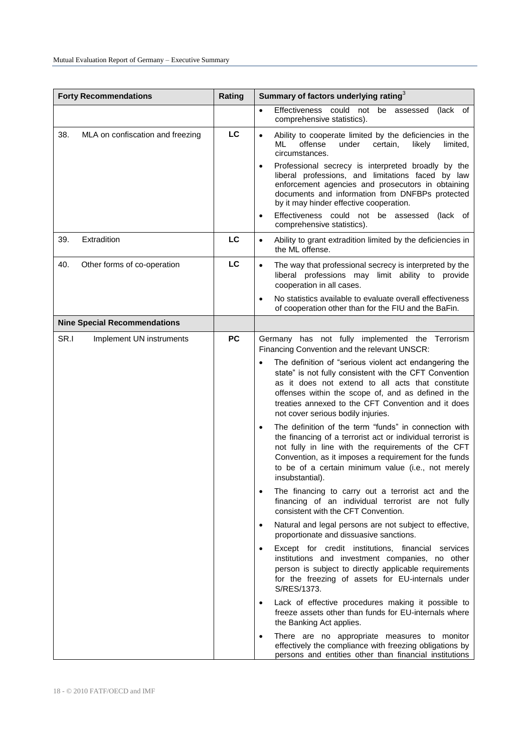| Forty Recommendations | Rating | Summary of factors underlying rating[3] |
|---|---|---|
| | | • Effectiveness could not be assessed (lack of comprehensive statistics). |
| 38. MLA on confiscation and freezing | LC | • Ability to cooperate limited by the deficiencies in the ML offense under certain, likely limited, circumstances.<br>• Professional secrecy is interpreted broadly by the liberal professions, and limitations faced by law enforcement agencies and prosecutors in obtaining documents and information from DNFBPs protected by it may hinder effective cooperation.<br>• Effectiveness could not be assessed (lack of comprehensive statistics). |
| 39. Extradition | LC | • Ability to grant extradition limited by the deficiencies in the ML offense. |
| 40. Other forms of co-operation | LC | • The way that professional secrecy is interpreted by the liberal professions may limit ability to provide cooperation in all cases.<br>• No statistics available to evaluate overall effectiveness of cooperation other than for the FIU and the BaFin. |
| **Nine Special Recommendations** | | |
| SR.I Implement UN instruments | PC | Germany has not fully implemented the Terrorism Financing Convention and the relevant UNSCR:<br>• The definition of "serious violent act endangering the state" is not fully consistent with the CFT Convention as it does not extend to all acts that constitute offenses within the scope of, and as defined in the treaties annexed to the CFT Convention and it does not cover serious bodily injuries.<br>• The definition of the term "funds" in connection with the financing of a terrorist act or individual terrorist is not fully in line with the requirements of the CFT Convention, as it imposes a requirement for the funds to be of a certain minimum value (i.e., not merely insubstantial).<br>• The financing to carry out a terrorist act and the financing of an individual terrorist are not fully consistent with the CFT Convention.<br>• Natural and legal persons are not subject to effective, proportionate and dissuasive sanctions.<br>• Except for credit institutions, financial services institutions and investment companies, no other person is subject to directly applicable requirements for the freezing of assets for EU-internals under S/RES/1373.<br>• Lack of effective procedures making it possible to freeze assets other than funds for EU-internals where the Banking Act applies.<br>• There are no appropriate measures to monitor effectively the compliance with freezing obligations by persons and entities other than financial institutions |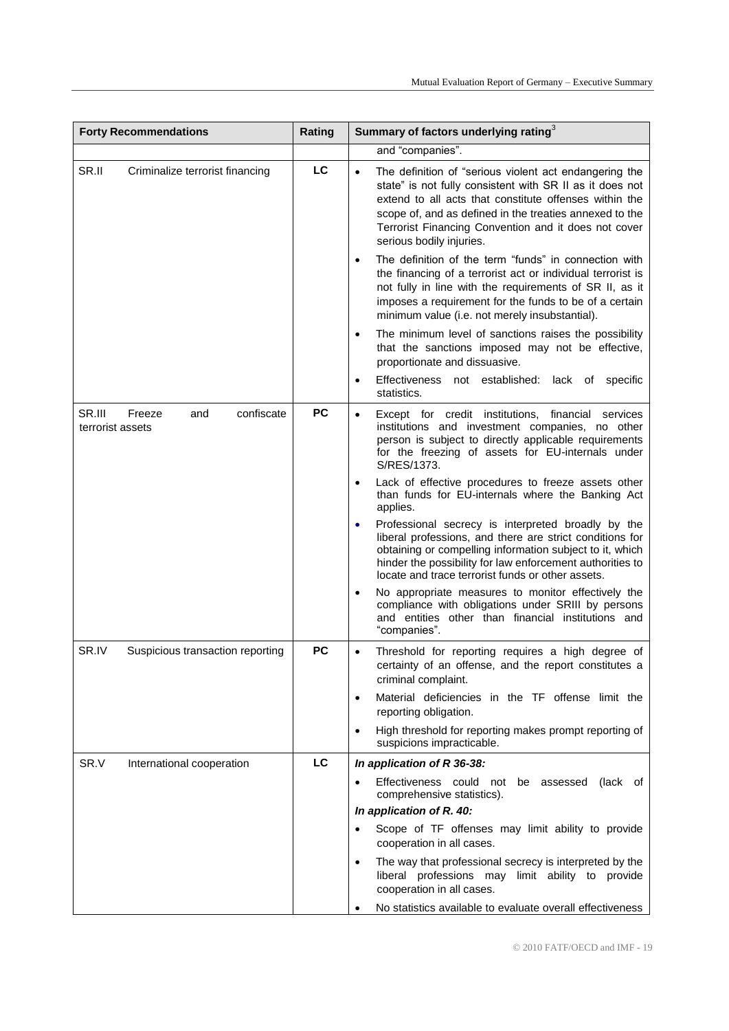| Forty Recommendations | Rating | Summary of factors underlying rating[3] |
|---|---|---|
| | | and "companies". |
| SR.II Criminalize terrorist financing | LC | • The definition of "serious violent act endangering the state" is not fully consistent with SR II as it does not extend to all acts that constitute offenses within the scope of, and as defined in the treaties annexed to the Terrorist Financing Convention and it does not cover serious bodily injuries.<br>• The definition of the term "funds" in connection with the financing of a terrorist act or individual terrorist is not fully in line with the requirements of SR II, as it imposes a requirement for the funds to be of a certain minimum value (i.e. not merely insubstantial).<br>• The minimum level of sanctions raises the possibility that the sanctions imposed may not be effective, proportionate and dissuasive.<br>• Effectiveness not established: lack of specific statistics. |
| SR.III Freeze and confiscate terrorist assets | PC | • Except for credit institutions, financial services institutions and investment companies, no other person is subject to directly applicable requirements for the freezing of assets for EU-internals under S/RES/1373.<br>• Lack of effective procedures to freeze assets other than funds for EU-internals where the Banking Act applies.<br>• Professional secrecy is interpreted broadly by the liberal professions, and there are strict conditions for obtaining or compelling information subject to it, which hinder the possibility for law enforcement authorities to locate and trace terrorist funds or other assets.<br>• No appropriate measures to monitor effectively the compliance with obligations under SRIII by persons and entities other than financial institutions and "companies". |
| SR.IV Suspicious transaction reporting | PC | • Threshold for reporting requires a high degree of certainty of an offense, and the report constitutes a criminal complaint.<br>• Material deficiencies in the TF offense limit the reporting obligation.<br>• High threshold for reporting makes prompt reporting of suspicions impracticable. |
| SR.V International cooperation | LC | ***In application of R 36-38:***<br>• Effectiveness could not be assessed (lack of comprehensive statistics).<br>***In application of R. 40:***<br>• Scope of TF offenses may limit ability to provide cooperation in all cases.<br>• The way that professional secrecy is interpreted by the liberal professions may limit ability to provide cooperation in all cases.<br>• No statistics available to evaluate overall effectiveness |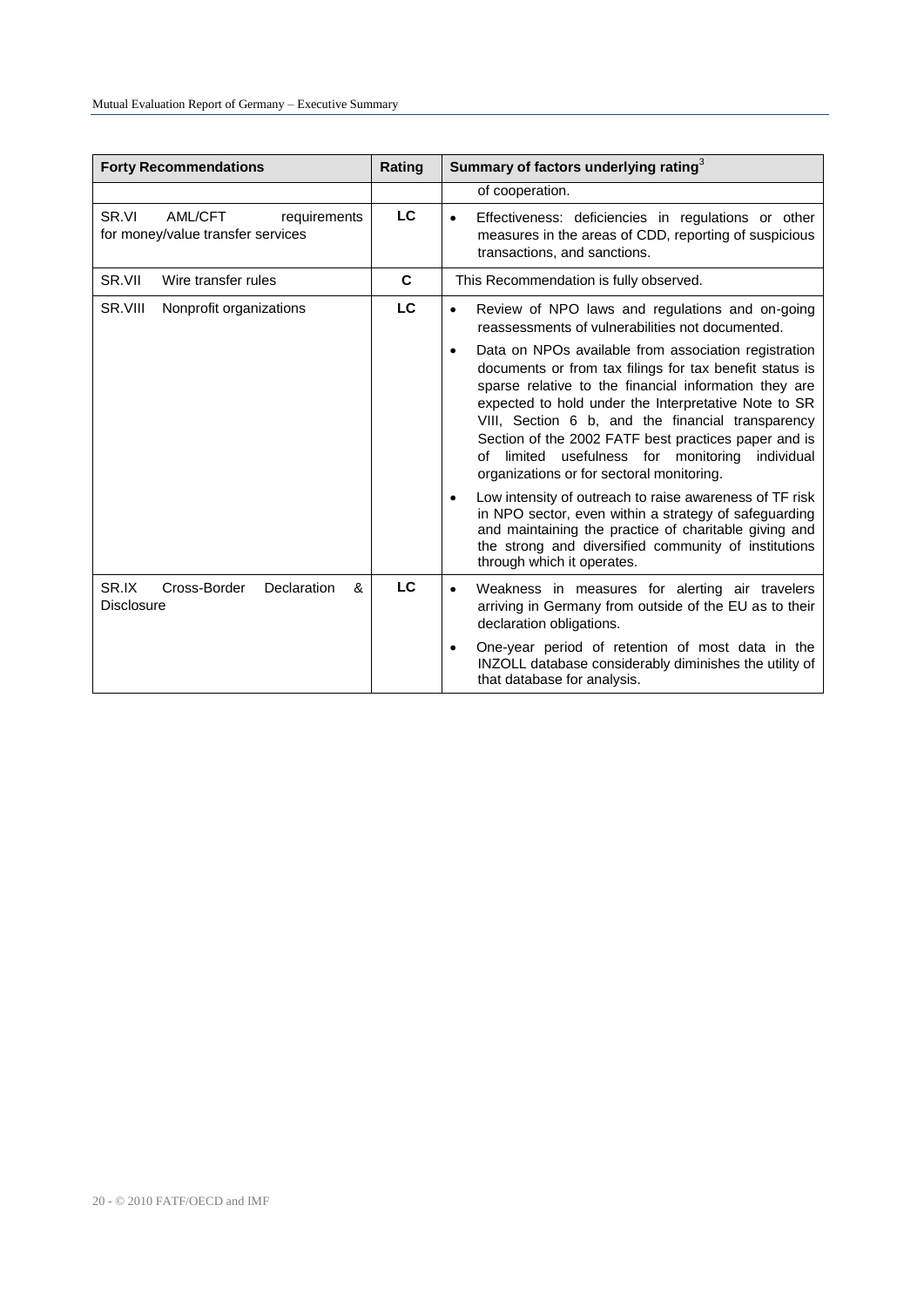| Forty Recommendations | Rating | Summary of factors underlying rating[3] |
|---|---|---|
| | | of cooperation. |
| SR.VI AML/CFT requirements for money/value transfer services | LC | • Effectiveness: deficiencies in regulations or other measures in the areas of CDD, reporting of suspicious transactions, and sanctions. |
| SR.VII Wire transfer rules | C | This Recommendation is fully observed. |
| SR.VIII Nonprofit organizations | LC | • Review of NPO laws and regulations and on-going reassessments of vulnerabilities not documented.<br>• Data on NPOs available from association registration documents or from tax filings for tax benefit status is sparse relative to the financial information they are expected to hold under the Interpretative Note to SR VIII, Section 6 b, and the financial transparency Section of the 2002 FATF best practices paper and is of limited usefulness for monitoring individual organizations or for sectoral monitoring.<br>• Low intensity of outreach to raise awareness of TF risk in NPO sector, even within a strategy of safeguarding and maintaining the practice of charitable giving and the strong and diversified community of institutions through which it operates. |
| SR.IX Cross-Border Declaration & Disclosure | LC | • Weakness in measures for alerting air travelers arriving in Germany from outside of the EU as to their declaration obligations.<br>• One-year period of retention of most data in the INZOLL database considerably diminishes the utility of that database for analysis. |